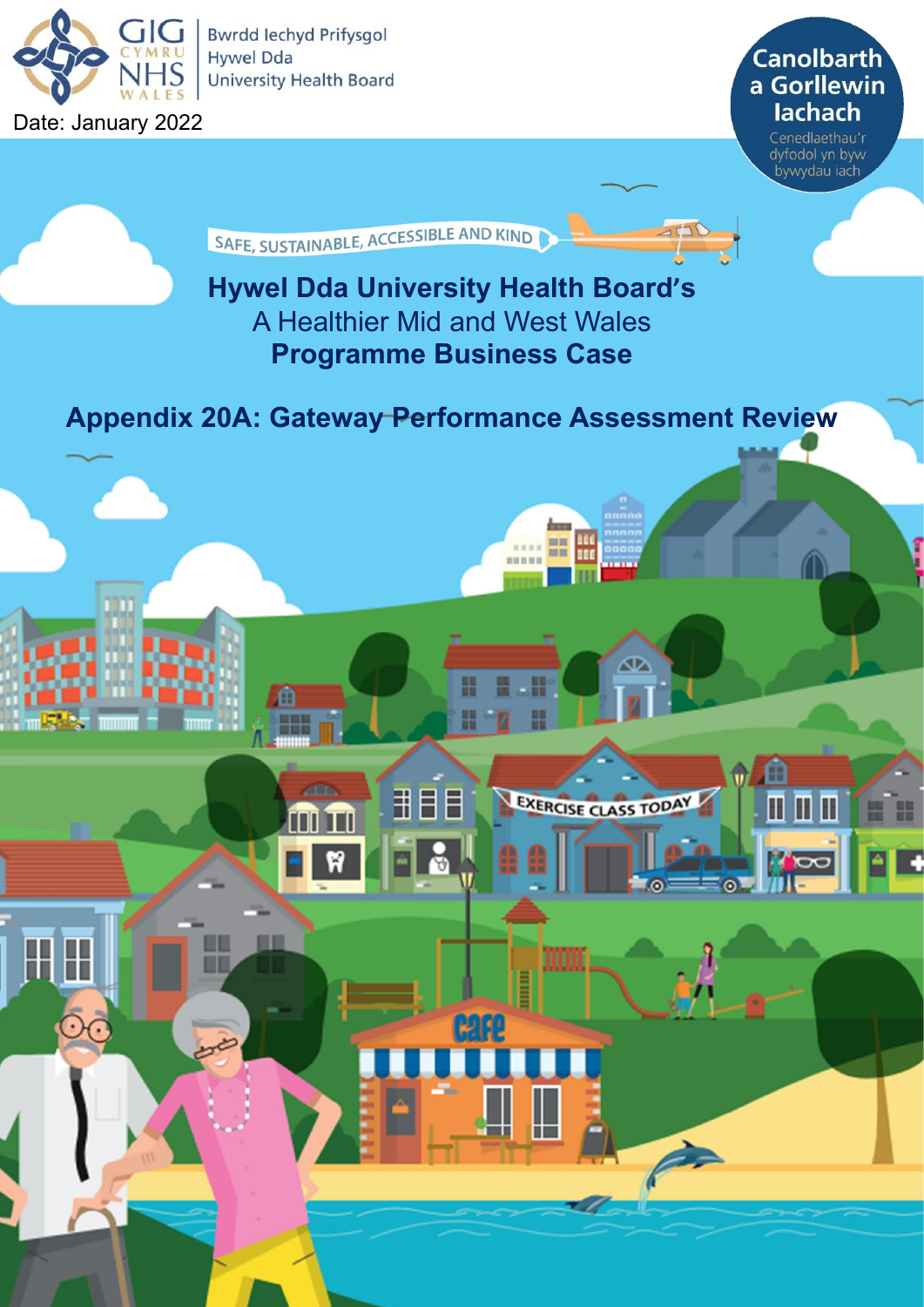GIG CYMRU NHS WALES | Bwrdd Iechyd Prifysgol Hywel Dda University Health Board

Date: January 2022

Canolbarth a Gorllewin Iachach

Cenedlaethau'r dyfodol yn byw bywydau iach

SAFE, SUSTAINABLE, ACCESSIBLE AND KIND

# Hywel Dda University Health Board's

## A Healthier Mid and West Wales

## Programme Business Case

## Appendix 20A: Gateway Performance Assessment Review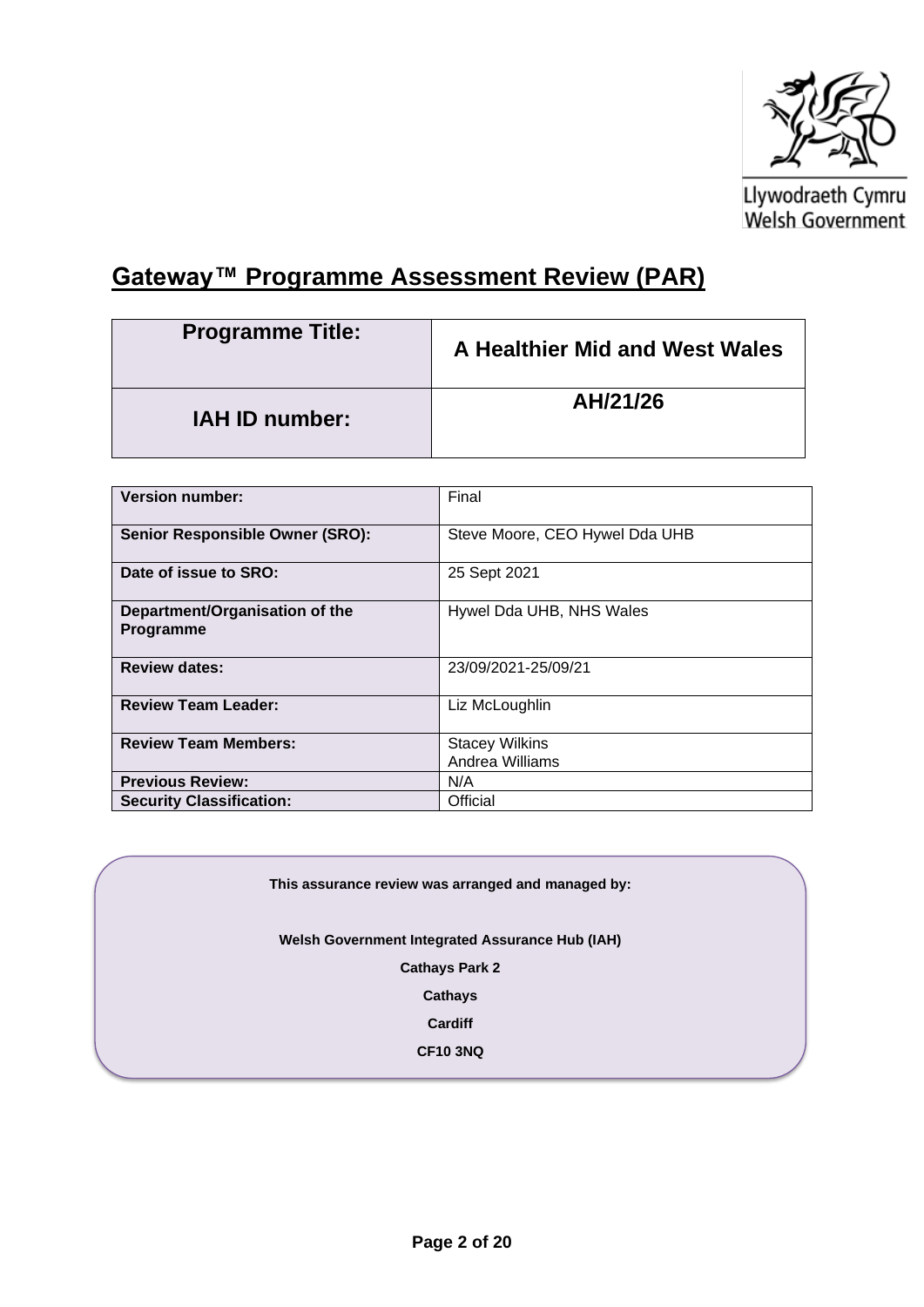Llywodraeth Cymru
Welsh Government

# Gateway™ Programme Assessment Review (PAR)

| Programme Title: | A Healthier Mid and West Wales |
|---|---|
| IAH ID number: | AH/21/26 |

| Version number: | Final |
|---|---|
| Senior Responsible Owner (SRO): | Steve Moore, CEO Hywel Dda UHB |
| Date of issue to SRO: | 25 Sept 2021 |
| Department/Organisation of the Programme | Hywel Dda UHB, NHS Wales |
| Review dates: | 23/09/2021-25/09/21 |
| Review Team Leader: | Liz McLoughlin |
| Review Team Members: | Stacey Wilkins<br>Andrea Williams |
| Previous Review: | N/A |
| Security Classification: | Official |

**This assurance review was arranged and managed by:**

**Welsh Government Integrated Assurance Hub (IAH)**
**Cathays Park 2**
**Cathays**
**Cardiff**
**CF10 3NQ**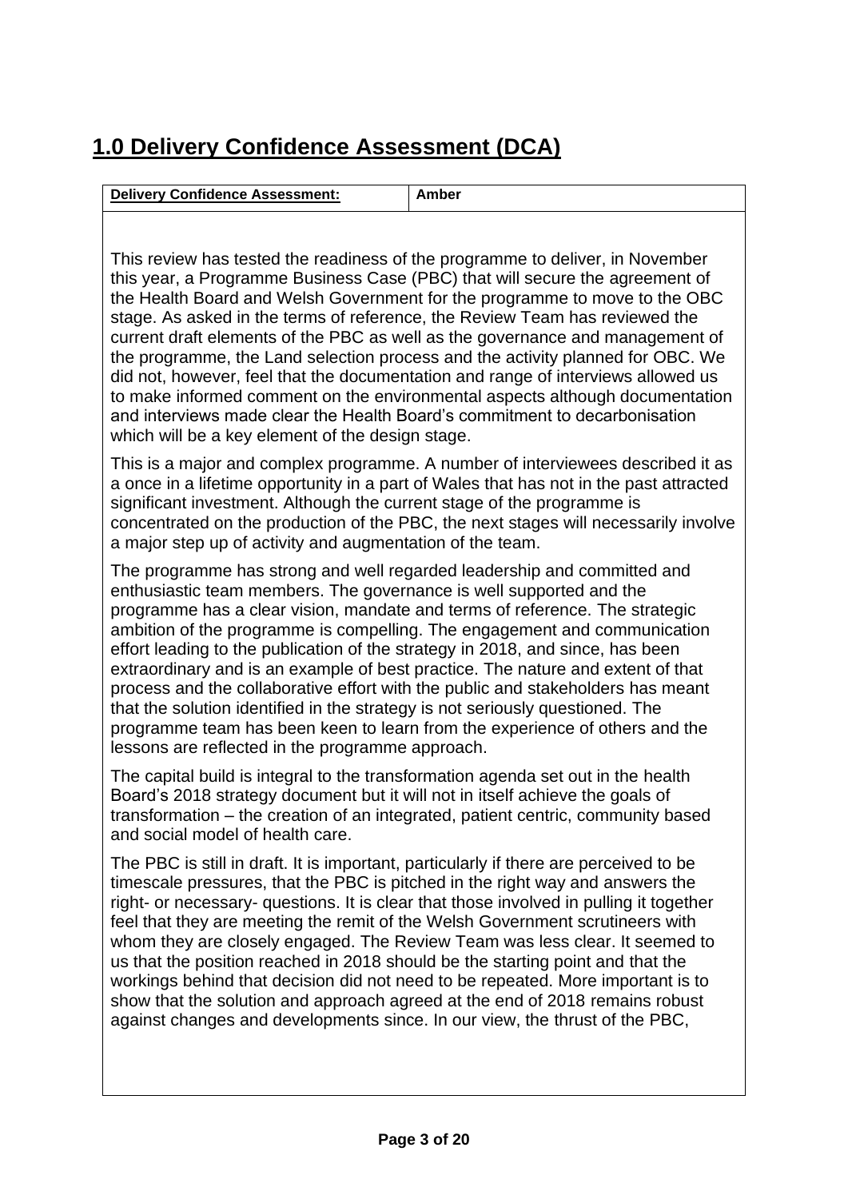## 1.0 Delivery Confidence Assessment (DCA)

| **Delivery Confidence Assessment:** | **Amber** |
|---|---|

This review has tested the readiness of the programme to deliver, in November this year, a Programme Business Case (PBC) that will secure the agreement of the Health Board and Welsh Government for the programme to move to the OBC stage. As asked in the terms of reference, the Review Team has reviewed the current draft elements of the PBC as well as the governance and management of the programme, the Land selection process and the activity planned for OBC. We did not, however, feel that the documentation and range of interviews allowed us to make informed comment on the environmental aspects although documentation and interviews made clear the Health Board's commitment to decarbonisation which will be a key element of the design stage.

This is a major and complex programme. A number of interviewees described it as a once in a lifetime opportunity in a part of Wales that has not in the past attracted significant investment. Although the current stage of the programme is concentrated on the production of the PBC, the next stages will necessarily involve a major step up of activity and augmentation of the team.

The programme has strong and well regarded leadership and committed and enthusiastic team members. The governance is well supported and the programme has a clear vision, mandate and terms of reference. The strategic ambition of the programme is compelling. The engagement and communication effort leading to the publication of the strategy in 2018, and since, has been extraordinary and is an example of best practice. The nature and extent of that process and the collaborative effort with the public and stakeholders has meant that the solution identified in the strategy is not seriously questioned. The programme team has been keen to learn from the experience of others and the lessons are reflected in the programme approach.

The capital build is integral to the transformation agenda set out in the health Board's 2018 strategy document but it will not in itself achieve the goals of transformation – the creation of an integrated, patient centric, community based and social model of health care.

The PBC is still in draft. It is important, particularly if there are perceived to be timescale pressures, that the PBC is pitched in the right way and answers the right- or necessary- questions. It is clear that those involved in pulling it together feel that they are meeting the remit of the Welsh Government scrutineers with whom they are closely engaged. The Review Team was less clear. It seemed to us that the position reached in 2018 should be the starting point and that the workings behind that decision did not need to be repeated. More important is to show that the solution and approach agreed at the end of 2018 remains robust against changes and developments since. In our view, the thrust of the PBC,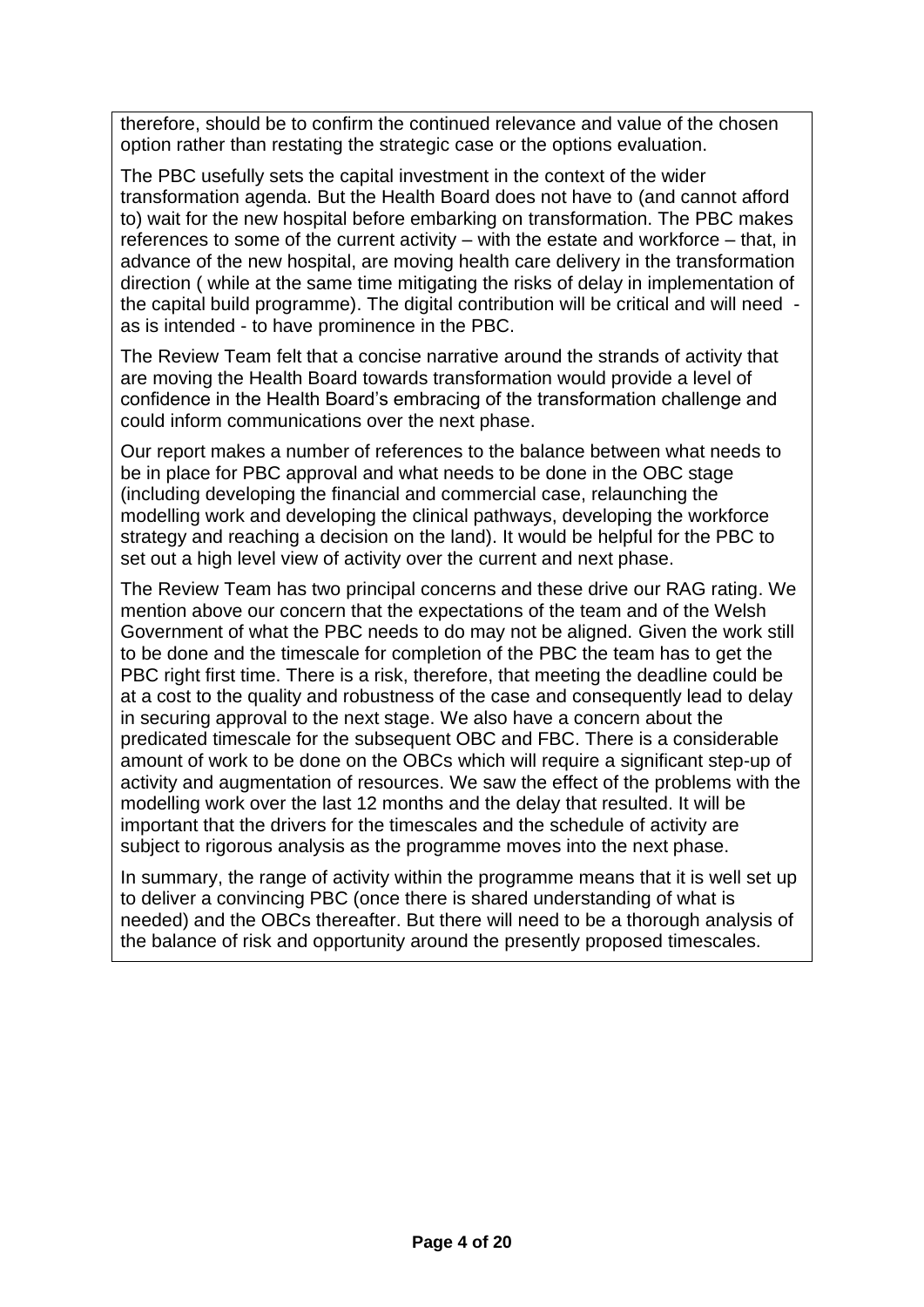therefore, should be to confirm the continued relevance and value of the chosen option rather than restating the strategic case or the options evaluation.

The PBC usefully sets the capital investment in the context of the wider transformation agenda. But the Health Board does not have to (and cannot afford to) wait for the new hospital before embarking on transformation. The PBC makes references to some of the current activity – with the estate and workforce – that, in advance of the new hospital, are moving health care delivery in the transformation direction ( while at the same time mitigating the risks of delay in implementation of the capital build programme). The digital contribution will be critical and will need - as is intended - to have prominence in the PBC.

The Review Team felt that a concise narrative around the strands of activity that are moving the Health Board towards transformation would provide a level of confidence in the Health Board's embracing of the transformation challenge and could inform communications over the next phase.

Our report makes a number of references to the balance between what needs to be in place for PBC approval and what needs to be done in the OBC stage (including developing the financial and commercial case, relaunching the modelling work and developing the clinical pathways, developing the workforce strategy and reaching a decision on the land). It would be helpful for the PBC to set out a high level view of activity over the current and next phase.

The Review Team has two principal concerns and these drive our RAG rating. We mention above our concern that the expectations of the team and of the Welsh Government of what the PBC needs to do may not be aligned. Given the work still to be done and the timescale for completion of the PBC the team has to get the PBC right first time. There is a risk, therefore, that meeting the deadline could be at a cost to the quality and robustness of the case and consequently lead to delay in securing approval to the next stage. We also have a concern about the predicated timescale for the subsequent OBC and FBC. There is a considerable amount of work to be done on the OBCs which will require a significant step-up of activity and augmentation of resources. We saw the effect of the problems with the modelling work over the last 12 months and the delay that resulted. It will be important that the drivers for the timescales and the schedule of activity are subject to rigorous analysis as the programme moves into the next phase.

In summary, the range of activity within the programme means that it is well set up to deliver a convincing PBC (once there is shared understanding of what is needed) and the OBCs thereafter. But there will need to be a thorough analysis of the balance of risk and opportunity around the presently proposed timescales.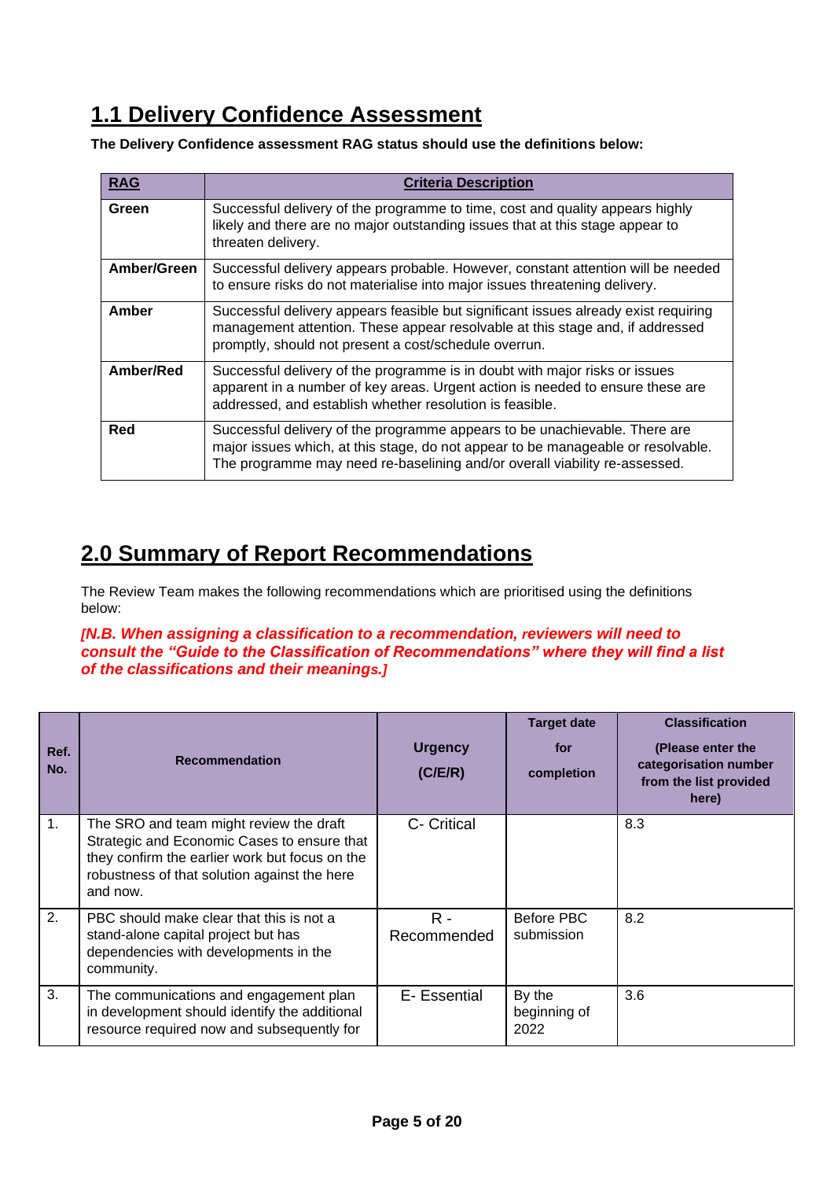## 1.1 Delivery Confidence Assessment

**The Delivery Confidence assessment RAG status should use the definitions below:**

| RAG | Criteria Description |
|---|---|
| **Green** | Successful delivery of the programme to time, cost and quality appears highly likely and there are no major outstanding issues that at this stage appear to threaten delivery. |
| **Amber/Green** | Successful delivery appears probable. However, constant attention will be needed to ensure risks do not materialise into major issues threatening delivery. |
| **Amber** | Successful delivery appears feasible but significant issues already exist requiring management attention. These appear resolvable at this stage and, if addressed promptly, should not present a cost/schedule overrun. |
| **Amber/Red** | Successful delivery of the programme is in doubt with major risks or issues apparent in a number of key areas. Urgent action is needed to ensure these are addressed, and establish whether resolution is feasible. |
| **Red** | Successful delivery of the programme appears to be unachievable. There are major issues which, at this stage, do not appear to be manageable or resolvable. The programme may need re-baselining and/or overall viability re-assessed. |

## 2.0 Summary of Report Recommendations

The Review Team makes the following recommendations which are prioritised using the definitions below:

***[N.B. When assigning a classification to a recommendation, reviewers will need to consult the "Guide to the Classification of Recommendations" where they will find a list of the classifications and their meanings.]***

| Ref. No. | Recommendation | Urgency (C/E/R) | Target date for completion | Classification (Please enter the categorisation number from the list provided here) |
|---|---|---|---|---|
| 1. | The SRO and team might review the draft Strategic and Economic Cases to ensure that they confirm the earlier work but focus on the robustness of that solution against the here and now. | C- Critical | | 8.3 |
| 2. | PBC should make clear that this is not a stand-alone capital project but has dependencies with developments in the community. | R - Recommended | Before PBC submission | 8.2 |
| 3. | The communications and engagement plan in development should identify the additional resource required now and subsequently for | E- Essential | By the beginning of 2022 | 3.6 |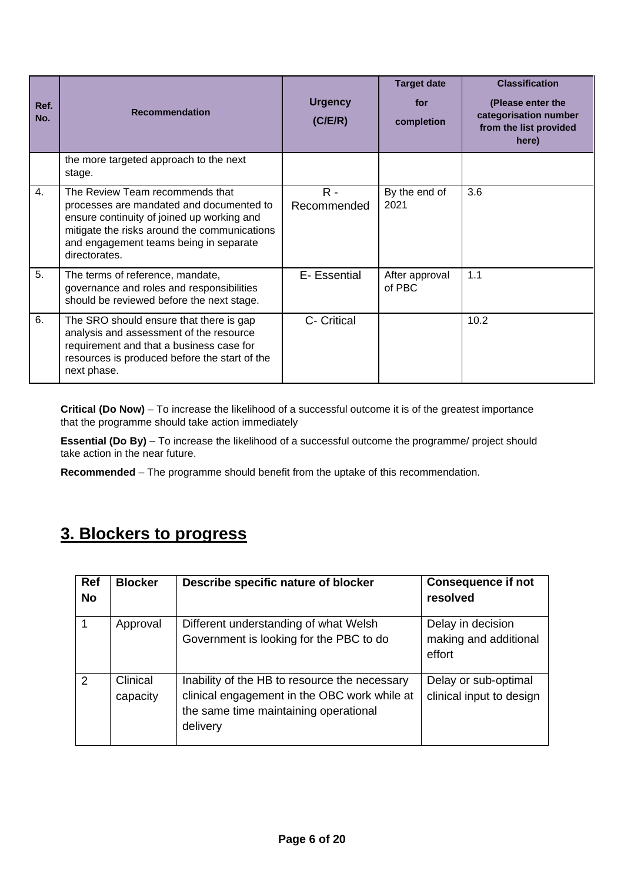| Ref. No. | Recommendation | Urgency (C/E/R) | Target date for completion | Classification (Please enter the categorisation number from the list provided here) |
|---|---|---|---|---|
| | the more targeted approach to the next stage. | | | |
| 4. | The Review Team recommends that processes are mandated and documented to ensure continuity of joined up working and mitigate the risks around the communications and engagement teams being in separate directorates. | R - Recommended | By the end of 2021 | 3.6 |
| 5. | The terms of reference, mandate, governance and roles and responsibilities should be reviewed before the next stage. | E- Essential | After approval of PBC | 1.1 |
| 6. | The SRO should ensure that there is gap analysis and assessment of the resource requirement and that a business case for resources is produced before the start of the next phase. | C- Critical | | 10.2 |

**Critical (Do Now)** – To increase the likelihood of a successful outcome it is of the greatest importance that the programme should take action immediately

**Essential (Do By)** – To increase the likelihood of a successful outcome the programme/ project should take action in the near future.

**Recommended** – The programme should benefit from the uptake of this recommendation.

## 3. Blockers to progress

| Ref No | Blocker | Describe specific nature of blocker | Consequence if not resolved |
|---|---|---|---|
| 1 | Approval | Different understanding of what Welsh Government is looking for the PBC to do | Delay in decision making and additional effort |
| 2 | Clinical capacity | Inability of the HB to resource the necessary clinical engagement in the OBC work while at the same time maintaining operational delivery | Delay or sub-optimal clinical input to design |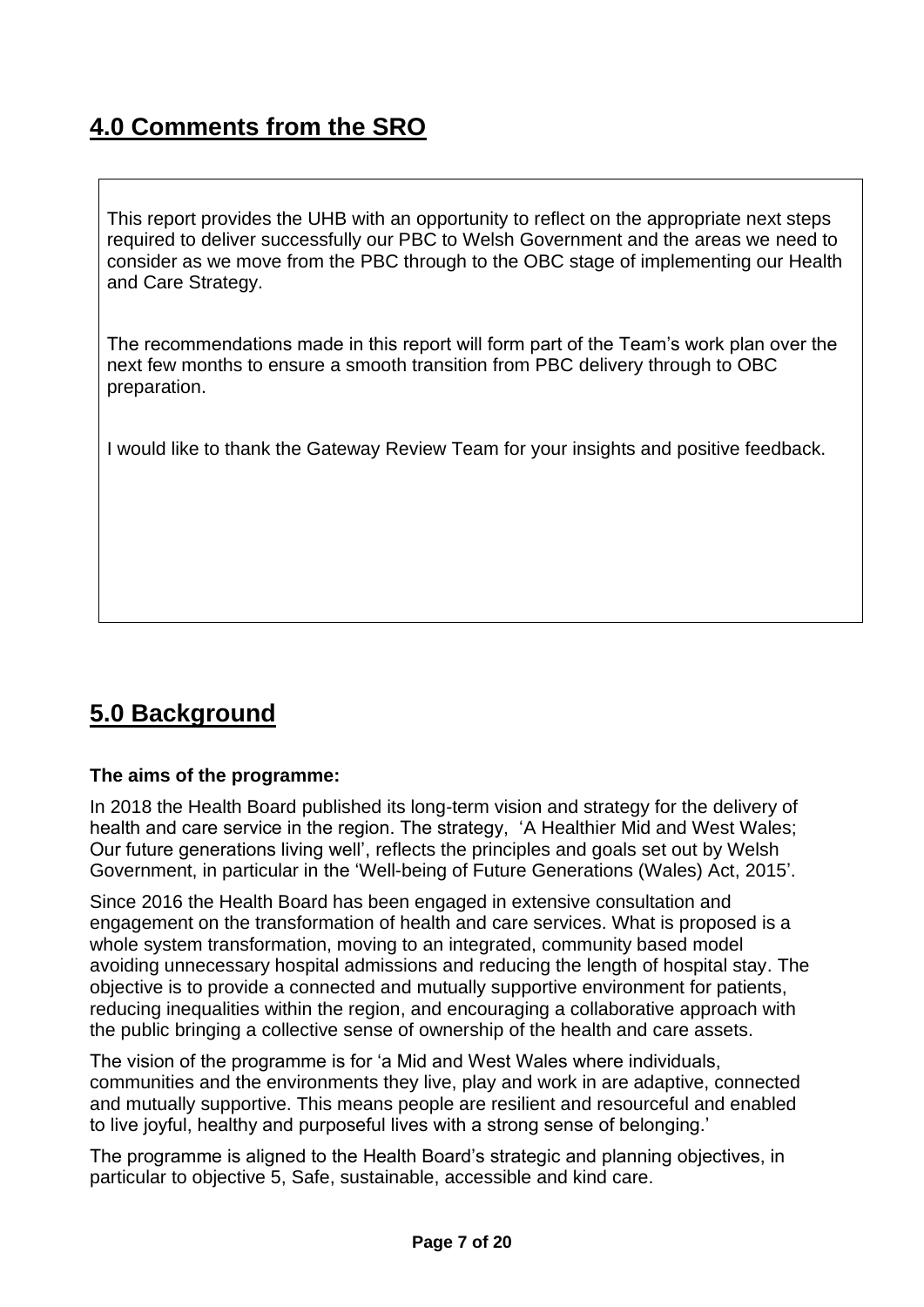## 4.0 Comments from the SRO

This report provides the UHB with an opportunity to reflect on the appropriate next steps required to deliver successfully our PBC to Welsh Government and the areas we need to consider as we move from the PBC through to the OBC stage of implementing our Health and Care Strategy.

The recommendations made in this report will form part of the Team's work plan over the next few months to ensure a smooth transition from PBC delivery through to OBC preparation.

I would like to thank the Gateway Review Team for your insights and positive feedback.

## 5.0 Background

**The aims of the programme:**

In 2018 the Health Board published its long-term vision and strategy for the delivery of health and care service in the region. The strategy, 'A Healthier Mid and West Wales; Our future generations living well', reflects the principles and goals set out by Welsh Government, in particular in the 'Well-being of Future Generations (Wales) Act, 2015'.

Since 2016 the Health Board has been engaged in extensive consultation and engagement on the transformation of health and care services. What is proposed is a whole system transformation, moving to an integrated, community based model avoiding unnecessary hospital admissions and reducing the length of hospital stay. The objective is to provide a connected and mutually supportive environment for patients, reducing inequalities within the region, and encouraging a collaborative approach with the public bringing a collective sense of ownership of the health and care assets.

The vision of the programme is for 'a Mid and West Wales where individuals, communities and the environments they live, play and work in are adaptive, connected and mutually supportive. This means people are resilient and resourceful and enabled to live joyful, healthy and purposeful lives with a strong sense of belonging.'

The programme is aligned to the Health Board's strategic and planning objectives, in particular to objective 5, Safe, sustainable, accessible and kind care.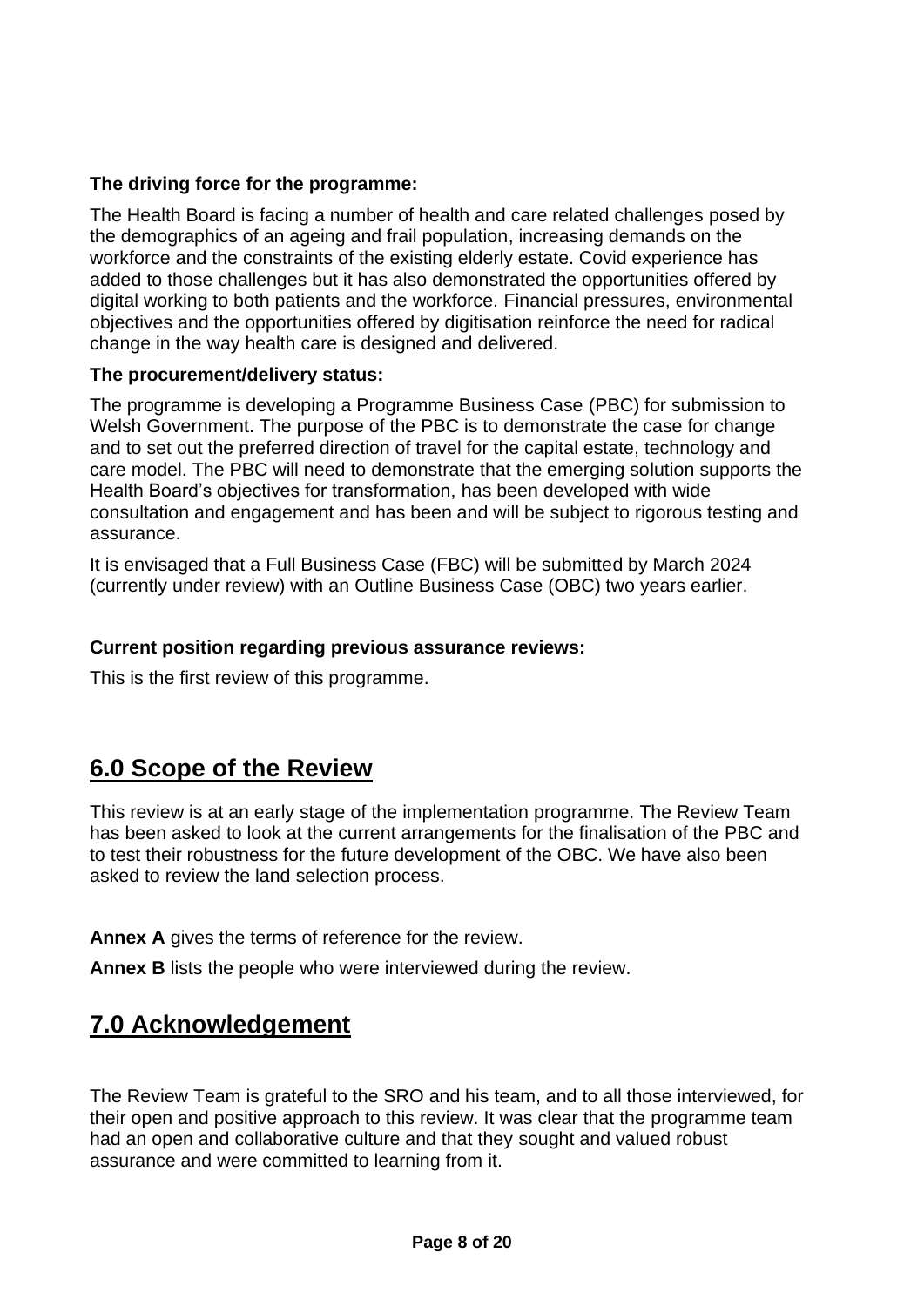**The driving force for the programme:**

The Health Board is facing a number of health and care related challenges posed by the demographics of an ageing and frail population, increasing demands on the workforce and the constraints of the existing elderly estate. Covid experience has added to those challenges but it has also demonstrated the opportunities offered by digital working to both patients and the workforce. Financial pressures, environmental objectives and the opportunities offered by digitisation reinforce the need for radical change in the way health care is designed and delivered.

**The procurement/delivery status:**

The programme is developing a Programme Business Case (PBC) for submission to Welsh Government. The purpose of the PBC is to demonstrate the case for change and to set out the preferred direction of travel for the capital estate, technology and care model. The PBC will need to demonstrate that the emerging solution supports the Health Board's objectives for transformation, has been developed with wide consultation and engagement and has been and will be subject to rigorous testing and assurance.

It is envisaged that a Full Business Case (FBC) will be submitted by March 2024 (currently under review) with an Outline Business Case (OBC) two years earlier.

**Current position regarding previous assurance reviews:**

This is the first review of this programme.

## 6.0 Scope of the Review

This review is at an early stage of the implementation programme. The Review Team has been asked to look at the current arrangements for the finalisation of the PBC and to test their robustness for the future development of the OBC. We have also been asked to review the land selection process.

**Annex A** gives the terms of reference for the review.

**Annex B** lists the people who were interviewed during the review.

## 7.0 Acknowledgement

The Review Team is grateful to the SRO and his team, and to all those interviewed, for their open and positive approach to this review. It was clear that the programme team had an open and collaborative culture and that they sought and valued robust assurance and were committed to learning from it.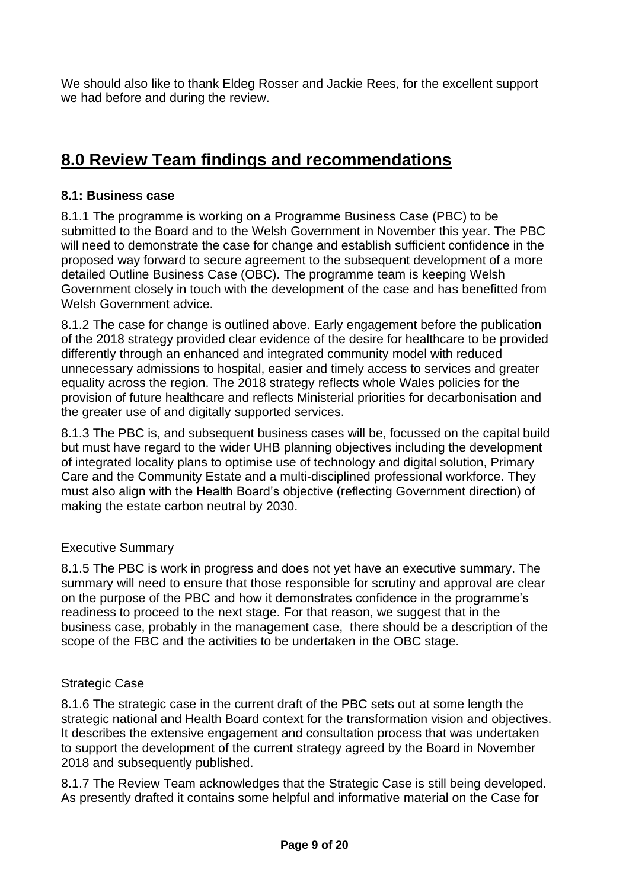We should also like to thank Eldeg Rosser and Jackie Rees, for the excellent support we had before and during the review.

## 8.0 Review Team findings and recommendations

### 8.1: Business case

8.1.1 The programme is working on a Programme Business Case (PBC) to be submitted to the Board and to the Welsh Government in November this year. The PBC will need to demonstrate the case for change and establish sufficient confidence in the proposed way forward to secure agreement to the subsequent development of a more detailed Outline Business Case (OBC). The programme team is keeping Welsh Government closely in touch with the development of the case and has benefitted from Welsh Government advice.

8.1.2 The case for change is outlined above. Early engagement before the publication of the 2018 strategy provided clear evidence of the desire for healthcare to be provided differently through an enhanced and integrated community model with reduced unnecessary admissions to hospital, easier and timely access to services and greater equality across the region. The 2018 strategy reflects whole Wales policies for the provision of future healthcare and reflects Ministerial priorities for decarbonisation and the greater use of and digitally supported services.

8.1.3 The PBC is, and subsequent business cases will be, focussed on the capital build but must have regard to the wider UHB planning objectives including the development of integrated locality plans to optimise use of technology and digital solution, Primary Care and the Community Estate and a multi-disciplined professional workforce. They must also align with the Health Board's objective (reflecting Government direction) of making the estate carbon neutral by 2030.

Executive Summary

8.1.5 The PBC is work in progress and does not yet have an executive summary. The summary will need to ensure that those responsible for scrutiny and approval are clear on the purpose of the PBC and how it demonstrates confidence in the programme's readiness to proceed to the next stage. For that reason, we suggest that in the business case, probably in the management case, there should be a description of the scope of the FBC and the activities to be undertaken in the OBC stage.

Strategic Case

8.1.6 The strategic case in the current draft of the PBC sets out at some length the strategic national and Health Board context for the transformation vision and objectives. It describes the extensive engagement and consultation process that was undertaken to support the development of the current strategy agreed by the Board in November 2018 and subsequently published.

8.1.7 The Review Team acknowledges that the Strategic Case is still being developed. As presently drafted it contains some helpful and informative material on the Case for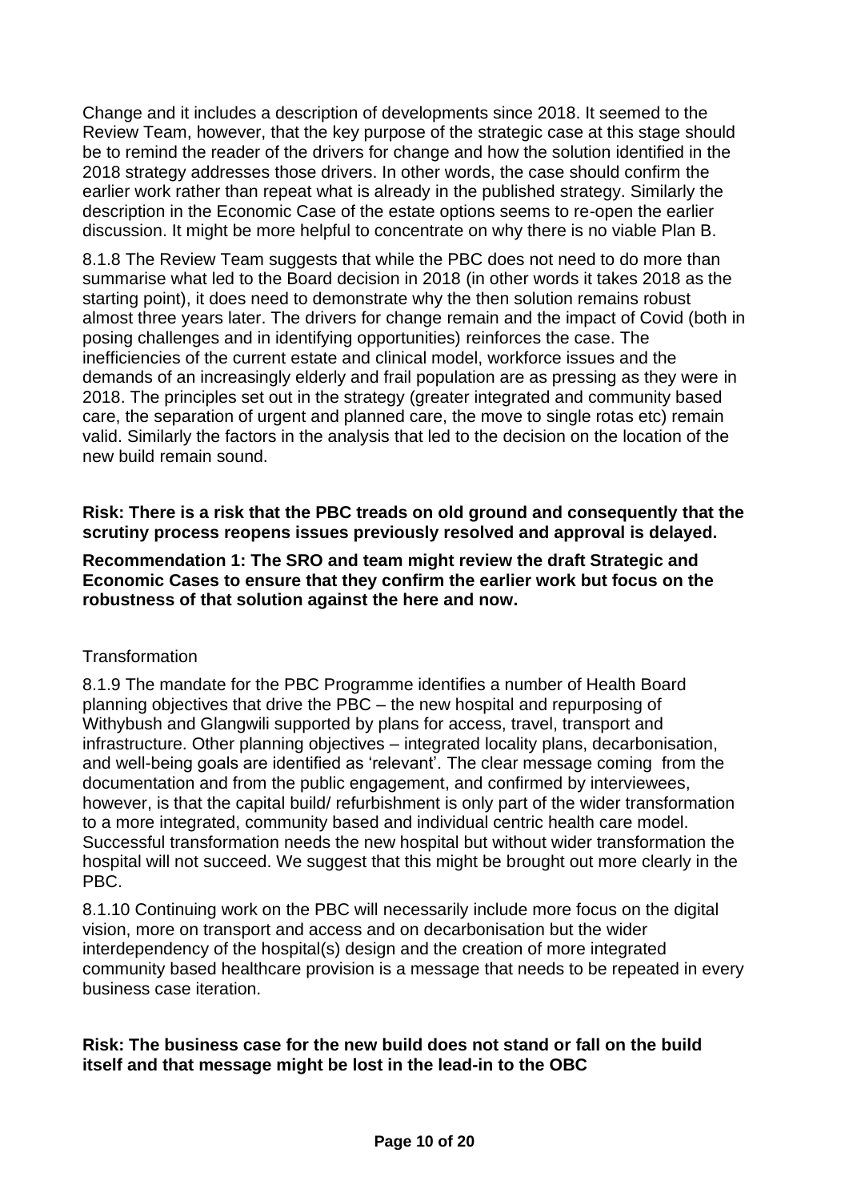Change and it includes a description of developments since 2018. It seemed to the Review Team, however, that the key purpose of the strategic case at this stage should be to remind the reader of the drivers for change and how the solution identified in the 2018 strategy addresses those drivers. In other words, the case should confirm the earlier work rather than repeat what is already in the published strategy. Similarly the description in the Economic Case of the estate options seems to re-open the earlier discussion. It might be more helpful to concentrate on why there is no viable Plan B.

8.1.8 The Review Team suggests that while the PBC does not need to do more than summarise what led to the Board decision in 2018 (in other words it takes 2018 as the starting point), it does need to demonstrate why the then solution remains robust almost three years later. The drivers for change remain and the impact of Covid (both in posing challenges and in identifying opportunities) reinforces the case. The inefficiencies of the current estate and clinical model, workforce issues and the demands of an increasingly elderly and frail population are as pressing as they were in 2018. The principles set out in the strategy (greater integrated and community based care, the separation of urgent and planned care, the move to single rotas etc) remain valid. Similarly the factors in the analysis that led to the decision on the location of the new build remain sound.

**Risk: There is a risk that the PBC treads on old ground and consequently that the scrutiny process reopens issues previously resolved and approval is delayed.**

**Recommendation 1: The SRO and team might review the draft Strategic and Economic Cases to ensure that they confirm the earlier work but focus on the robustness of that solution against the here and now.**

Transformation

8.1.9 The mandate for the PBC Programme identifies a number of Health Board planning objectives that drive the PBC – the new hospital and repurposing of Withybush and Glangwili supported by plans for access, travel, transport and infrastructure. Other planning objectives – integrated locality plans, decarbonisation, and well-being goals are identified as 'relevant'. The clear message coming from the documentation and from the public engagement, and confirmed by interviewees, however, is that the capital build/ refurbishment is only part of the wider transformation to a more integrated, community based and individual centric health care model. Successful transformation needs the new hospital but without wider transformation the hospital will not succeed. We suggest that this might be brought out more clearly in the PBC.

8.1.10 Continuing work on the PBC will necessarily include more focus on the digital vision, more on transport and access and on decarbonisation but the wider interdependency of the hospital(s) design and the creation of more integrated community based healthcare provision is a message that needs to be repeated in every business case iteration.

**Risk: The business case for the new build does not stand or fall on the build itself and that message might be lost in the lead-in to the OBC**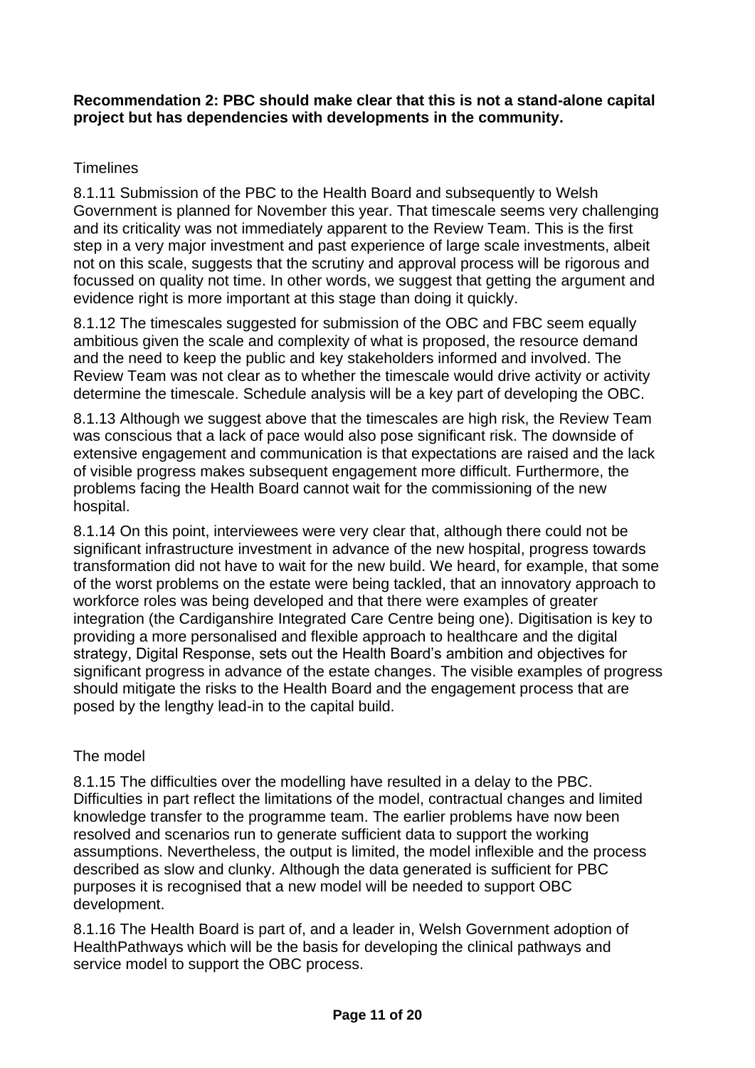**Recommendation 2: PBC should make clear that this is not a stand-alone capital project but has dependencies with developments in the community.**

Timelines

8.1.11 Submission of the PBC to the Health Board and subsequently to Welsh Government is planned for November this year. That timescale seems very challenging and its criticality was not immediately apparent to the Review Team. This is the first step in a very major investment and past experience of large scale investments, albeit not on this scale, suggests that the scrutiny and approval process will be rigorous and focussed on quality not time. In other words, we suggest that getting the argument and evidence right is more important at this stage than doing it quickly.

8.1.12 The timescales suggested for submission of the OBC and FBC seem equally ambitious given the scale and complexity of what is proposed, the resource demand and the need to keep the public and key stakeholders informed and involved. The Review Team was not clear as to whether the timescale would drive activity or activity determine the timescale. Schedule analysis will be a key part of developing the OBC.

8.1.13 Although we suggest above that the timescales are high risk, the Review Team was conscious that a lack of pace would also pose significant risk. The downside of extensive engagement and communication is that expectations are raised and the lack of visible progress makes subsequent engagement more difficult. Furthermore, the problems facing the Health Board cannot wait for the commissioning of the new hospital.

8.1.14 On this point, interviewees were very clear that, although there could not be significant infrastructure investment in advance of the new hospital, progress towards transformation did not have to wait for the new build. We heard, for example, that some of the worst problems on the estate were being tackled, that an innovatory approach to workforce roles was being developed and that there were examples of greater integration (the Cardiganshire Integrated Care Centre being one). Digitisation is key to providing a more personalised and flexible approach to healthcare and the digital strategy, Digital Response, sets out the Health Board's ambition and objectives for significant progress in advance of the estate changes. The visible examples of progress should mitigate the risks to the Health Board and the engagement process that are posed by the lengthy lead-in to the capital build.

The model

8.1.15 The difficulties over the modelling have resulted in a delay to the PBC. Difficulties in part reflect the limitations of the model, contractual changes and limited knowledge transfer to the programme team. The earlier problems have now been resolved and scenarios run to generate sufficient data to support the working assumptions. Nevertheless, the output is limited, the model inflexible and the process described as slow and clunky. Although the data generated is sufficient for PBC purposes it is recognised that a new model will be needed to support OBC development.

8.1.16 The Health Board is part of, and a leader in, Welsh Government adoption of HealthPathways which will be the basis for developing the clinical pathways and service model to support the OBC process.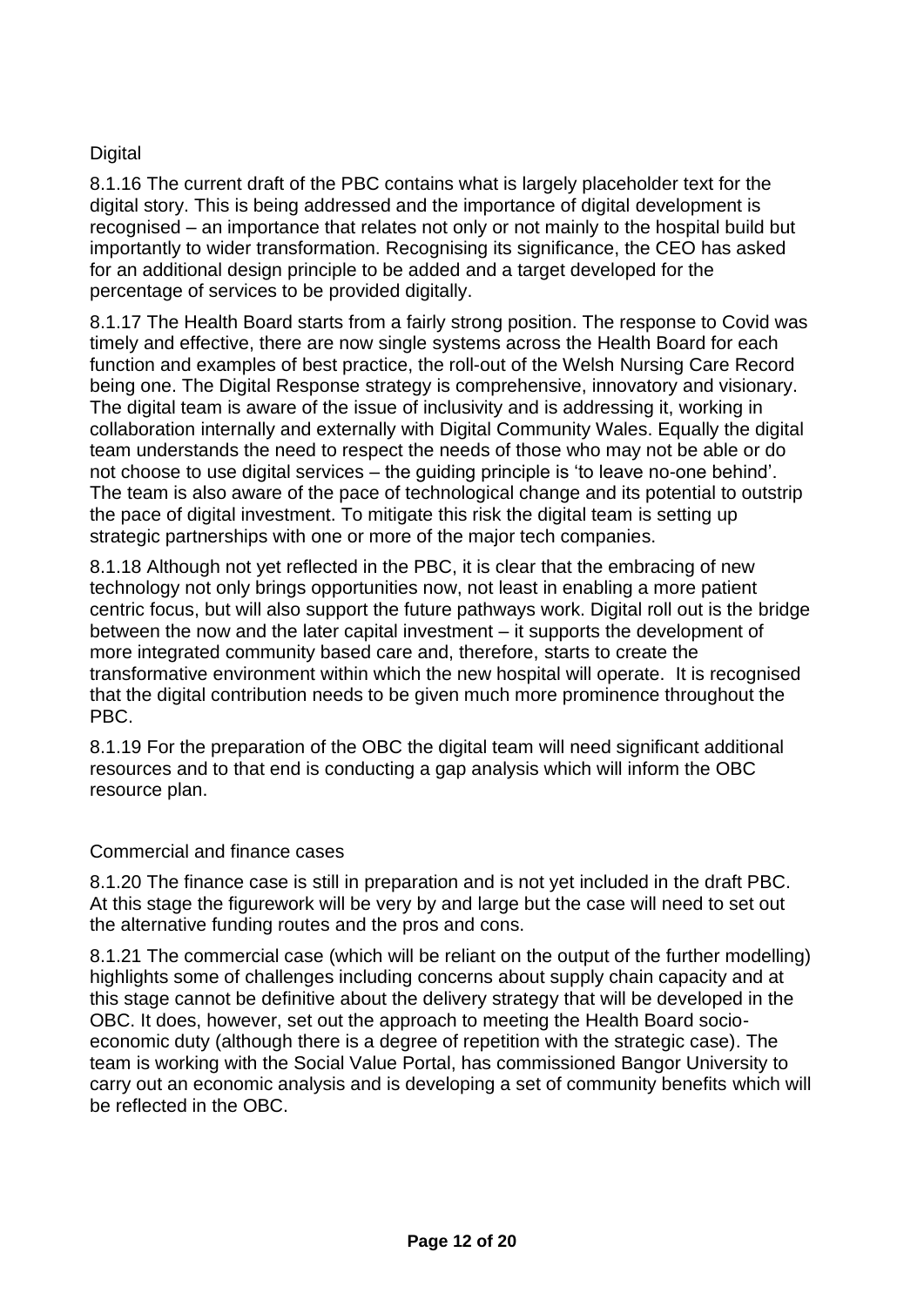## Digital

8.1.16 The current draft of the PBC contains what is largely placeholder text for the digital story. This is being addressed and the importance of digital development is recognised – an importance that relates not only or not mainly to the hospital build but importantly to wider transformation. Recognising its significance, the CEO has asked for an additional design principle to be added and a target developed for the percentage of services to be provided digitally.

8.1.17 The Health Board starts from a fairly strong position. The response to Covid was timely and effective, there are now single systems across the Health Board for each function and examples of best practice, the roll-out of the Welsh Nursing Care Record being one. The Digital Response strategy is comprehensive, innovatory and visionary. The digital team is aware of the issue of inclusivity and is addressing it, working in collaboration internally and externally with Digital Community Wales. Equally the digital team understands the need to respect the needs of those who may not be able or do not choose to use digital services – the guiding principle is 'to leave no-one behind'. The team is also aware of the pace of technological change and its potential to outstrip the pace of digital investment. To mitigate this risk the digital team is setting up strategic partnerships with one or more of the major tech companies.

8.1.18 Although not yet reflected in the PBC, it is clear that the embracing of new technology not only brings opportunities now, not least in enabling a more patient centric focus, but will also support the future pathways work. Digital roll out is the bridge between the now and the later capital investment – it supports the development of more integrated community based care and, therefore, starts to create the transformative environment within which the new hospital will operate. It is recognised that the digital contribution needs to be given much more prominence throughout the PBC.

8.1.19 For the preparation of the OBC the digital team will need significant additional resources and to that end is conducting a gap analysis which will inform the OBC resource plan.

## Commercial and finance cases

8.1.20 The finance case is still in preparation and is not yet included in the draft PBC. At this stage the figurework will be very by and large but the case will need to set out the alternative funding routes and the pros and cons.

8.1.21 The commercial case (which will be reliant on the output of the further modelling) highlights some of challenges including concerns about supply chain capacity and at this stage cannot be definitive about the delivery strategy that will be developed in the OBC. It does, however, set out the approach to meeting the Health Board socio-economic duty (although there is a degree of repetition with the strategic case). The team is working with the Social Value Portal, has commissioned Bangor University to carry out an economic analysis and is developing a set of community benefits which will be reflected in the OBC.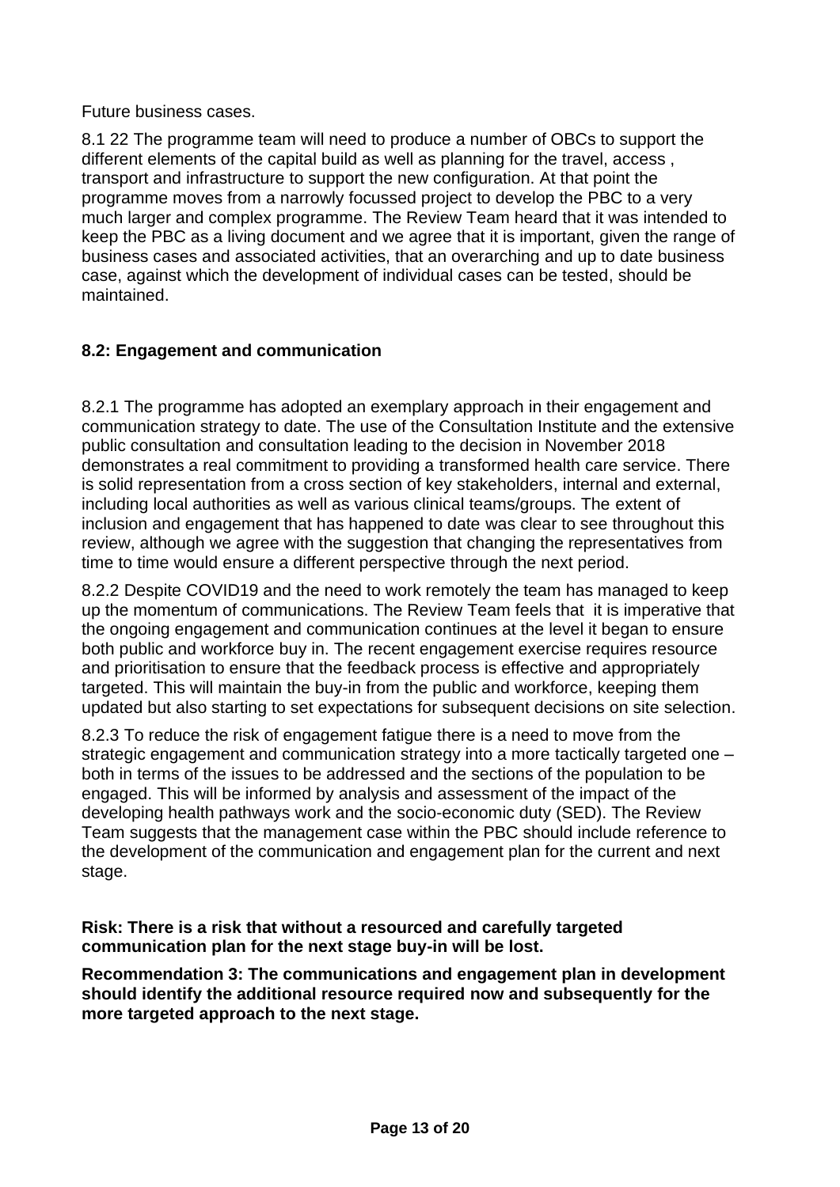Future business cases.

8.1 22 The programme team will need to produce a number of OBCs to support the different elements of the capital build as well as planning for the travel, access , transport and infrastructure to support the new configuration. At that point the programme moves from a narrowly focussed project to develop the PBC to a very much larger and complex programme. The Review Team heard that it was intended to keep the PBC as a living document and we agree that it is important, given the range of business cases and associated activities, that an overarching and up to date business case, against which the development of individual cases can be tested, should be maintained.

**8.2: Engagement and communication**

8.2.1 The programme has adopted an exemplary approach in their engagement and communication strategy to date. The use of the Consultation Institute and the extensive public consultation and consultation leading to the decision in November 2018 demonstrates a real commitment to providing a transformed health care service. There is solid representation from a cross section of key stakeholders, internal and external, including local authorities as well as various clinical teams/groups. The extent of inclusion and engagement that has happened to date was clear to see throughout this review, although we agree with the suggestion that changing the representatives from time to time would ensure a different perspective through the next period.

8.2.2 Despite COVID19 and the need to work remotely the team has managed to keep up the momentum of communications. The Review Team feels that it is imperative that the ongoing engagement and communication continues at the level it began to ensure both public and workforce buy in. The recent engagement exercise requires resource and prioritisation to ensure that the feedback process is effective and appropriately targeted. This will maintain the buy-in from the public and workforce, keeping them updated but also starting to set expectations for subsequent decisions on site selection.

8.2.3 To reduce the risk of engagement fatigue there is a need to move from the strategic engagement and communication strategy into a more tactically targeted one – both in terms of the issues to be addressed and the sections of the population to be engaged. This will be informed by analysis and assessment of the impact of the developing health pathways work and the socio-economic duty (SED). The Review Team suggests that the management case within the PBC should include reference to the development of the communication and engagement plan for the current and next stage.

**Risk: There is a risk that without a resourced and carefully targeted communication plan for the next stage buy-in will be lost.**

**Recommendation 3: The communications and engagement plan in development should identify the additional resource required now and subsequently for the more targeted approach to the next stage.**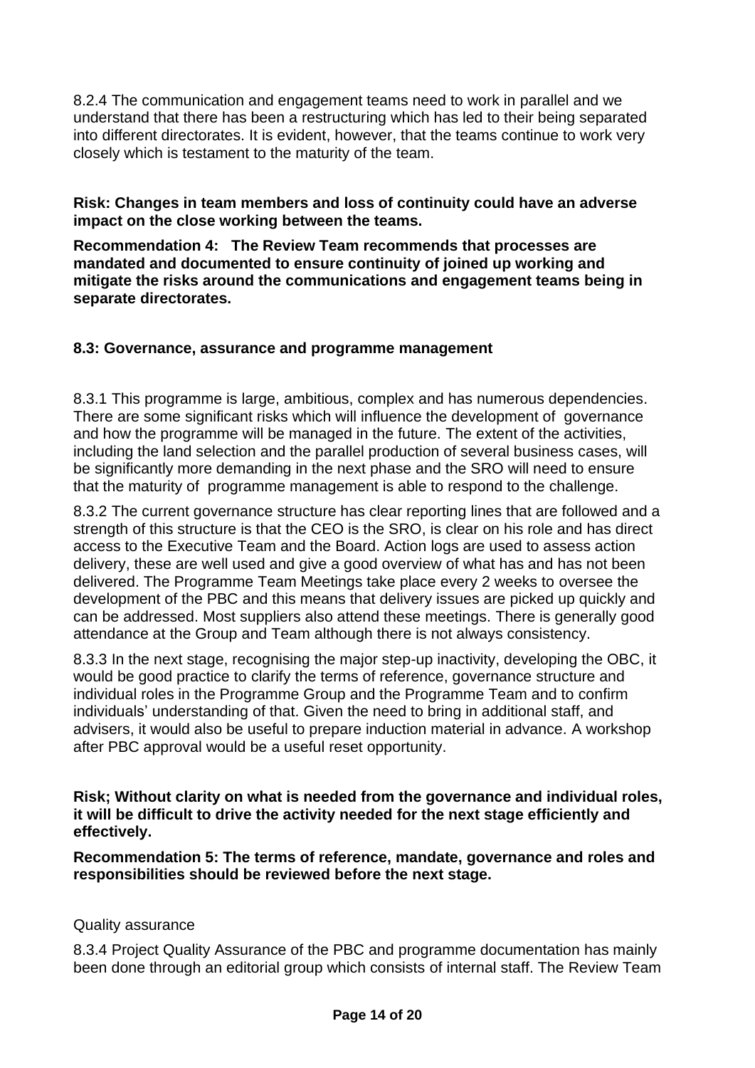8.2.4 The communication and engagement teams need to work in parallel and we understand that there has been a restructuring which has led to their being separated into different directorates. It is evident, however, that the teams continue to work very closely which is testament to the maturity of the team.

**Risk: Changes in team members and loss of continuity could have an adverse impact on the close working between the teams.**

**Recommendation 4: The Review Team recommends that processes are mandated and documented to ensure continuity of joined up working and mitigate the risks around the communications and engagement teams being in separate directorates.**

### 8.3: Governance, assurance and programme management

8.3.1 This programme is large, ambitious, complex and has numerous dependencies. There are some significant risks which will influence the development of governance and how the programme will be managed in the future. The extent of the activities, including the land selection and the parallel production of several business cases, will be significantly more demanding in the next phase and the SRO will need to ensure that the maturity of programme management is able to respond to the challenge.

8.3.2 The current governance structure has clear reporting lines that are followed and a strength of this structure is that the CEO is the SRO, is clear on his role and has direct access to the Executive Team and the Board. Action logs are used to assess action delivery, these are well used and give a good overview of what has and has not been delivered. The Programme Team Meetings take place every 2 weeks to oversee the development of the PBC and this means that delivery issues are picked up quickly and can be addressed. Most suppliers also attend these meetings. There is generally good attendance at the Group and Team although there is not always consistency.

8.3.3 In the next stage, recognising the major step-up inactivity, developing the OBC, it would be good practice to clarify the terms of reference, governance structure and individual roles in the Programme Group and the Programme Team and to confirm individuals' understanding of that. Given the need to bring in additional staff, and advisers, it would also be useful to prepare induction material in advance. A workshop after PBC approval would be a useful reset opportunity.

**Risk; Without clarity on what is needed from the governance and individual roles, it will be difficult to drive the activity needed for the next stage efficiently and effectively.**

**Recommendation 5: The terms of reference, mandate, governance and roles and responsibilities should be reviewed before the next stage.**

Quality assurance

8.3.4 Project Quality Assurance of the PBC and programme documentation has mainly been done through an editorial group which consists of internal staff. The Review Team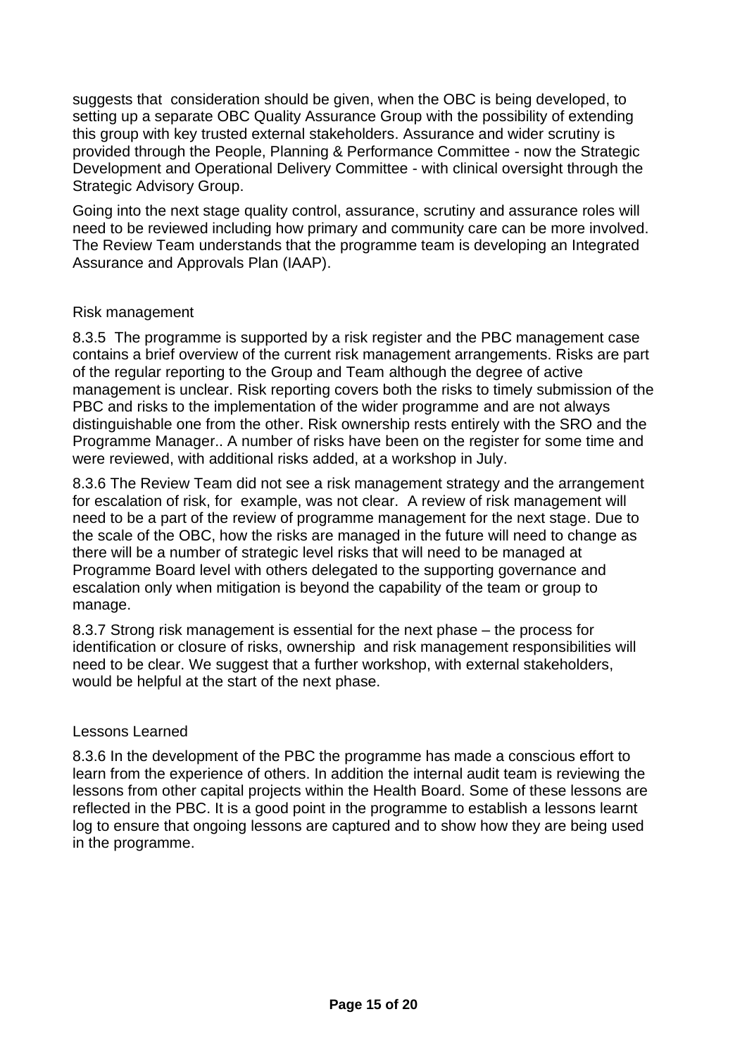suggests that consideration should be given, when the OBC is being developed, to setting up a separate OBC Quality Assurance Group with the possibility of extending this group with key trusted external stakeholders. Assurance and wider scrutiny is provided through the People, Planning & Performance Committee - now the Strategic Development and Operational Delivery Committee - with clinical oversight through the Strategic Advisory Group.

Going into the next stage quality control, assurance, scrutiny and assurance roles will need to be reviewed including how primary and community care can be more involved. The Review Team understands that the programme team is developing an Integrated Assurance and Approvals Plan (IAAP).

### Risk management

8.3.5 The programme is supported by a risk register and the PBC management case contains a brief overview of the current risk management arrangements. Risks are part of the regular reporting to the Group and Team although the degree of active management is unclear. Risk reporting covers both the risks to timely submission of the PBC and risks to the implementation of the wider programme and are not always distinguishable one from the other. Risk ownership rests entirely with the SRO and the Programme Manager.. A number of risks have been on the register for some time and were reviewed, with additional risks added, at a workshop in July.

8.3.6 The Review Team did not see a risk management strategy and the arrangement for escalation of risk, for example, was not clear. A review of risk management will need to be a part of the review of programme management for the next stage. Due to the scale of the OBC, how the risks are managed in the future will need to change as there will be a number of strategic level risks that will need to be managed at Programme Board level with others delegated to the supporting governance and escalation only when mitigation is beyond the capability of the team or group to manage.

8.3.7 Strong risk management is essential for the next phase – the process for identification or closure of risks, ownership and risk management responsibilities will need to be clear. We suggest that a further workshop, with external stakeholders, would be helpful at the start of the next phase.

### Lessons Learned

8.3.6 In the development of the PBC the programme has made a conscious effort to learn from the experience of others. In addition the internal audit team is reviewing the lessons from other capital projects within the Health Board. Some of these lessons are reflected in the PBC. It is a good point in the programme to establish a lessons learnt log to ensure that ongoing lessons are captured and to show how they are being used in the programme.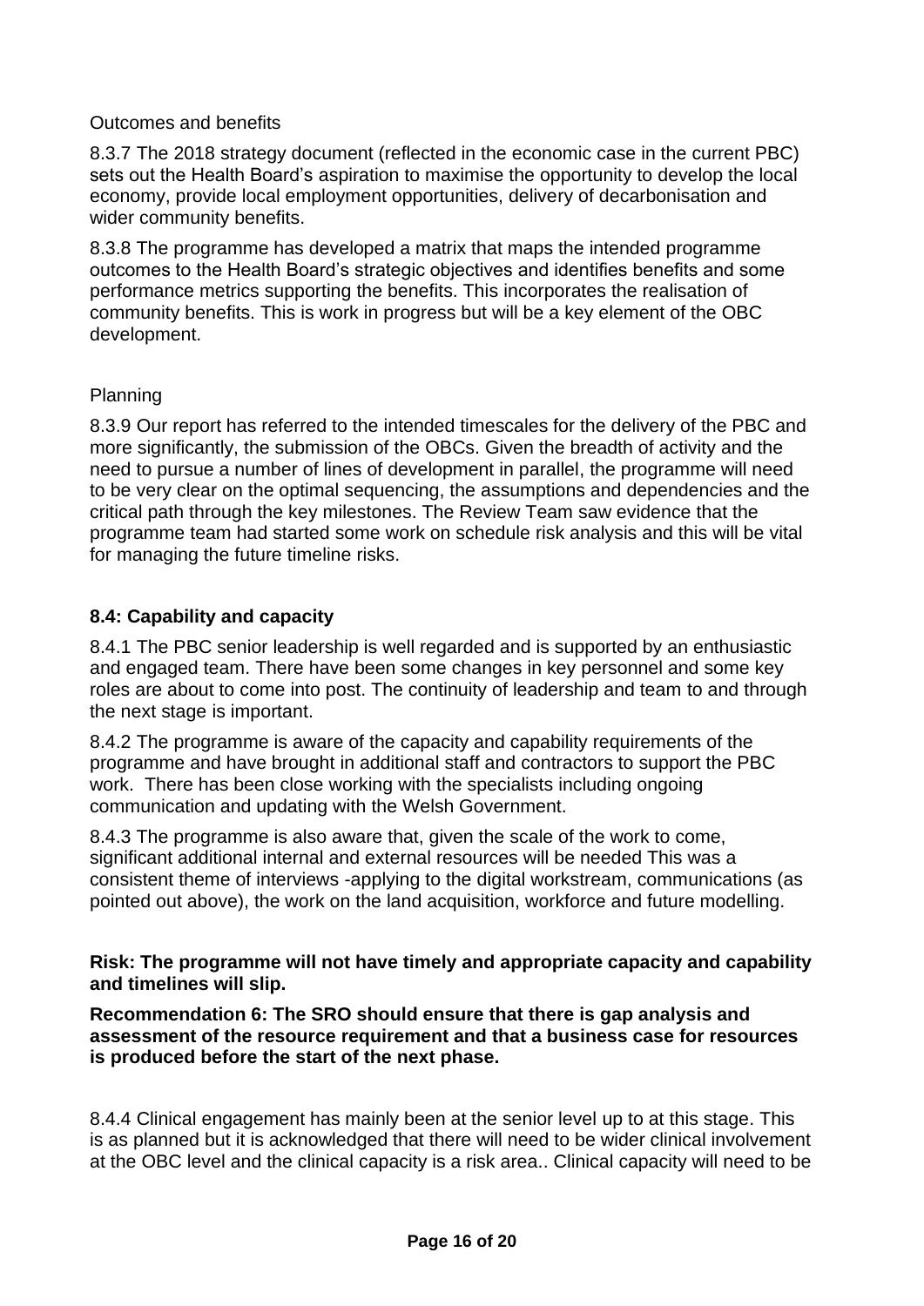Outcomes and benefits

8.3.7 The 2018 strategy document (reflected in the economic case in the current PBC) sets out the Health Board's aspiration to maximise the opportunity to develop the local economy, provide local employment opportunities, delivery of decarbonisation and wider community benefits.

8.3.8 The programme has developed a matrix that maps the intended programme outcomes to the Health Board's strategic objectives and identifies benefits and some performance metrics supporting the benefits. This incorporates the realisation of community benefits. This is work in progress but will be a key element of the OBC development.

Planning

8.3.9 Our report has referred to the intended timescales for the delivery of the PBC and more significantly, the submission of the OBCs. Given the breadth of activity and the need to pursue a number of lines of development in parallel, the programme will need to be very clear on the optimal sequencing, the assumptions and dependencies and the critical path through the key milestones. The Review Team saw evidence that the programme team had started some work on schedule risk analysis and this will be vital for managing the future timeline risks.

### 8.4: Capability and capacity

8.4.1 The PBC senior leadership is well regarded and is supported by an enthusiastic and engaged team. There have been some changes in key personnel and some key roles are about to come into post. The continuity of leadership and team to and through the next stage is important.

8.4.2 The programme is aware of the capacity and capability requirements of the programme and have brought in additional staff and contractors to support the PBC work. There has been close working with the specialists including ongoing communication and updating with the Welsh Government.

8.4.3 The programme is also aware that, given the scale of the work to come, significant additional internal and external resources will be needed This was a consistent theme of interviews -applying to the digital workstream, communications (as pointed out above), the work on the land acquisition, workforce and future modelling.

**Risk: The programme will not have timely and appropriate capacity and capability and timelines will slip.**

**Recommendation 6: The SRO should ensure that there is gap analysis and assessment of the resource requirement and that a business case for resources is produced before the start of the next phase.**

8.4.4 Clinical engagement has mainly been at the senior level up to at this stage. This is as planned but it is acknowledged that there will need to be wider clinical involvement at the OBC level and the clinical capacity is a risk area.. Clinical capacity will need to be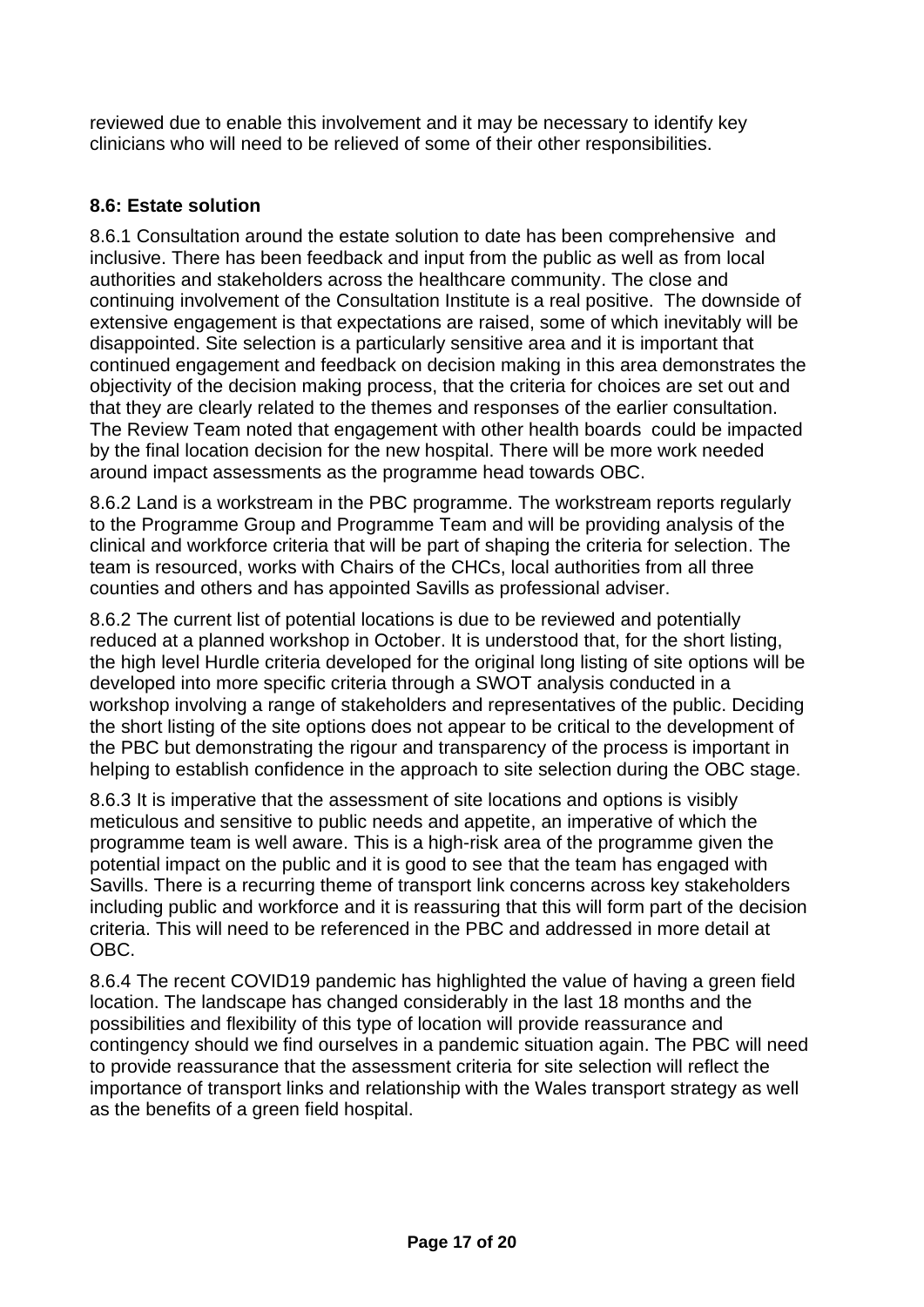reviewed due to enable this involvement and it may be necessary to identify key clinicians who will need to be relieved of some of their other responsibilities.

**8.6: Estate solution**

8.6.1 Consultation around the estate solution to date has been comprehensive and inclusive. There has been feedback and input from the public as well as from local authorities and stakeholders across the healthcare community. The close and continuing involvement of the Consultation Institute is a real positive. The downside of extensive engagement is that expectations are raised, some of which inevitably will be disappointed. Site selection is a particularly sensitive area and it is important that continued engagement and feedback on decision making in this area demonstrates the objectivity of the decision making process, that the criteria for choices are set out and that they are clearly related to the themes and responses of the earlier consultation. The Review Team noted that engagement with other health boards could be impacted by the final location decision for the new hospital. There will be more work needed around impact assessments as the programme head towards OBC.

8.6.2 Land is a workstream in the PBC programme. The workstream reports regularly to the Programme Group and Programme Team and will be providing analysis of the clinical and workforce criteria that will be part of shaping the criteria for selection. The team is resourced, works with Chairs of the CHCs, local authorities from all three counties and others and has appointed Savills as professional adviser.

8.6.2 The current list of potential locations is due to be reviewed and potentially reduced at a planned workshop in October. It is understood that, for the short listing, the high level Hurdle criteria developed for the original long listing of site options will be developed into more specific criteria through a SWOT analysis conducted in a workshop involving a range of stakeholders and representatives of the public. Deciding the short listing of the site options does not appear to be critical to the development of the PBC but demonstrating the rigour and transparency of the process is important in helping to establish confidence in the approach to site selection during the OBC stage.

8.6.3 It is imperative that the assessment of site locations and options is visibly meticulous and sensitive to public needs and appetite, an imperative of which the programme team is well aware. This is a high-risk area of the programme given the potential impact on the public and it is good to see that the team has engaged with Savills. There is a recurring theme of transport link concerns across key stakeholders including public and workforce and it is reassuring that this will form part of the decision criteria. This will need to be referenced in the PBC and addressed in more detail at OBC.

8.6.4 The recent COVID19 pandemic has highlighted the value of having a green field location. The landscape has changed considerably in the last 18 months and the possibilities and flexibility of this type of location will provide reassurance and contingency should we find ourselves in a pandemic situation again. The PBC will need to provide reassurance that the assessment criteria for site selection will reflect the importance of transport links and relationship with the Wales transport strategy as well as the benefits of a green field hospital.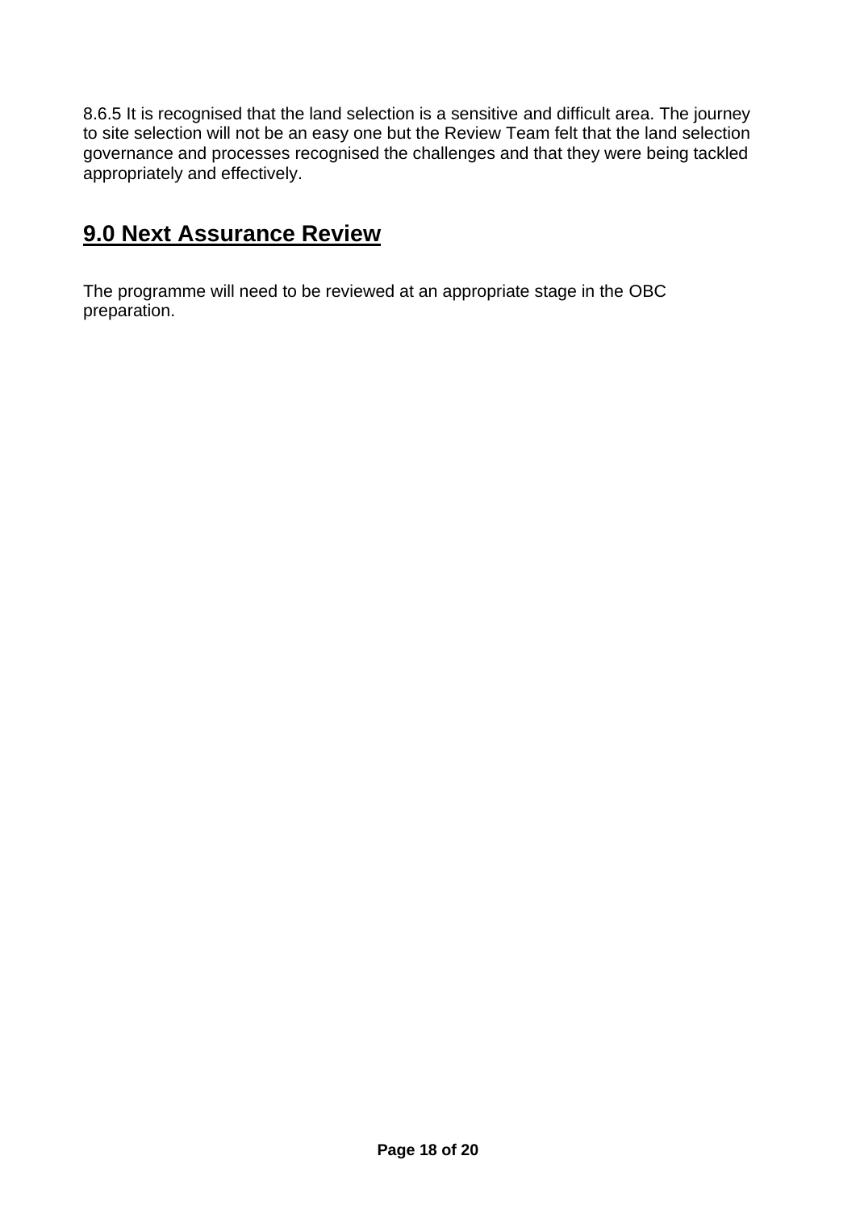8.6.5 It is recognised that the land selection is a sensitive and difficult area. The journey to site selection will not be an easy one but the Review Team felt that the land selection governance and processes recognised the challenges and that they were being tackled appropriately and effectively.

## 9.0 Next Assurance Review

The programme will need to be reviewed at an appropriate stage in the OBC preparation.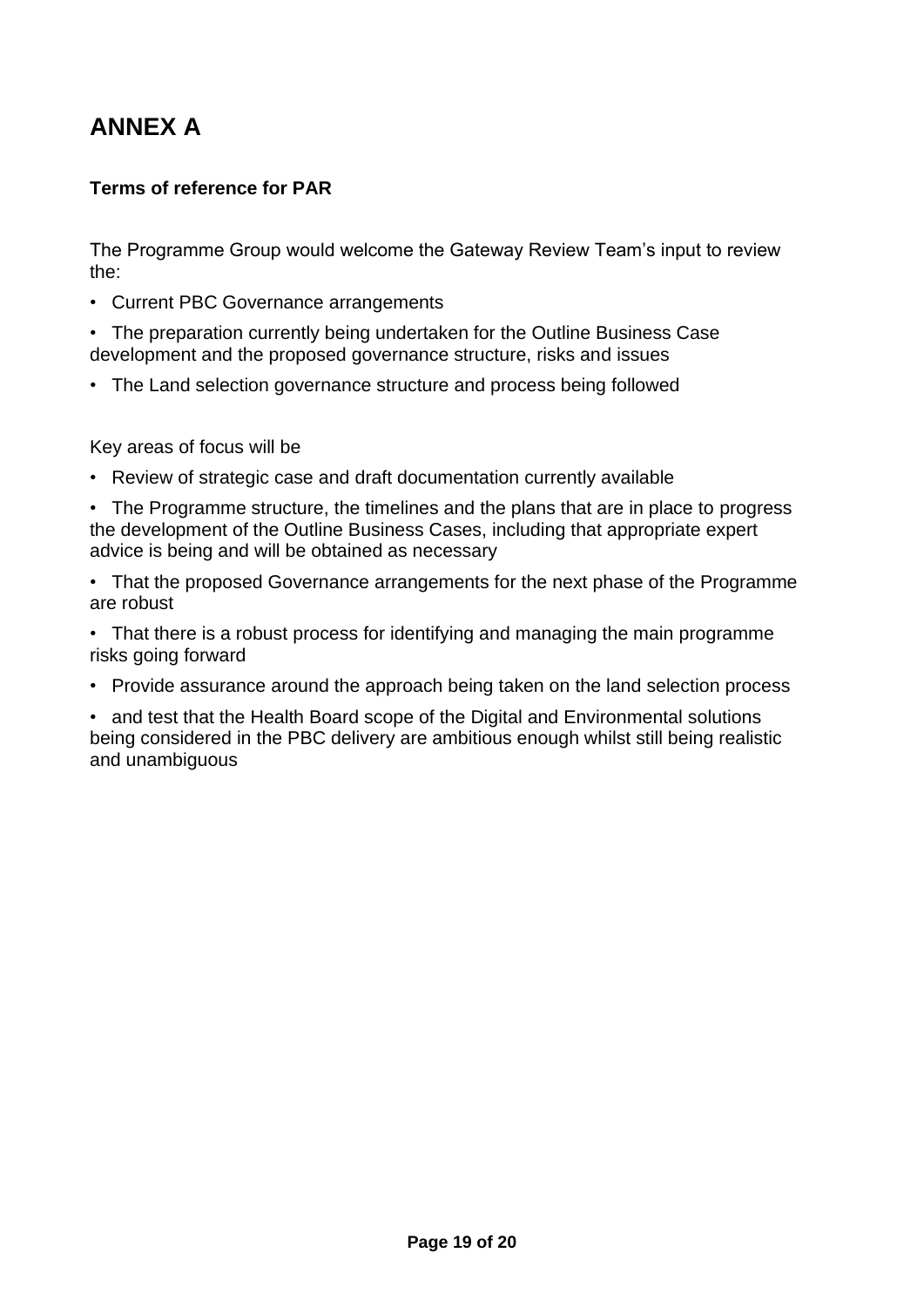# ANNEX A

**Terms of reference for PAR**

The Programme Group would welcome the Gateway Review Team's input to review the:

- Current PBC Governance arrangements
- The preparation currently being undertaken for the Outline Business Case development and the proposed governance structure, risks and issues
- The Land selection governance structure and process being followed

Key areas of focus will be

- Review of strategic case and draft documentation currently available
- The Programme structure, the timelines and the plans that are in place to progress the development of the Outline Business Cases, including that appropriate expert advice is being and will be obtained as necessary
- That the proposed Governance arrangements for the next phase of the Programme are robust
- That there is a robust process for identifying and managing the main programme risks going forward
- Provide assurance around the approach being taken on the land selection process
- and test that the Health Board scope of the Digital and Environmental solutions being considered in the PBC delivery are ambitious enough whilst still being realistic and unambiguous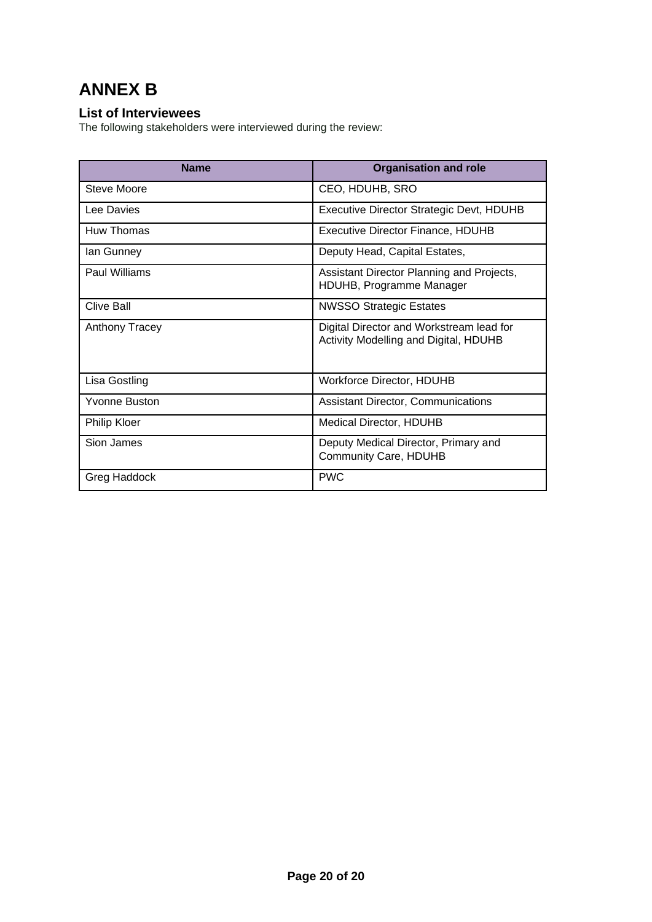# ANNEX B

### List of Interviewees

The following stakeholders were interviewed during the review:

| Name | Organisation and role |
|---|---|
| Steve Moore | CEO, HDUHB, SRO |
| Lee Davies | Executive Director Strategic Devt, HDUHB |
| Huw Thomas | Executive Director Finance, HDUHB |
| Ian Gunney | Deputy Head, Capital Estates, |
| Paul Williams | Assistant Director Planning and Projects, HDUHB, Programme Manager |
| Clive Ball | NWSSO Strategic Estates |
| Anthony Tracey | Digital Director and Workstream lead for Activity Modelling and Digital, HDUHB |
| Lisa Gostling | Workforce Director, HDUHB |
| Yvonne Buston | Assistant Director, Communications |
| Philip Kloer | Medical Director, HDUHB |
| Sion James | Deputy Medical Director, Primary and Community Care, HDUHB |
| Greg Haddock | PWC |